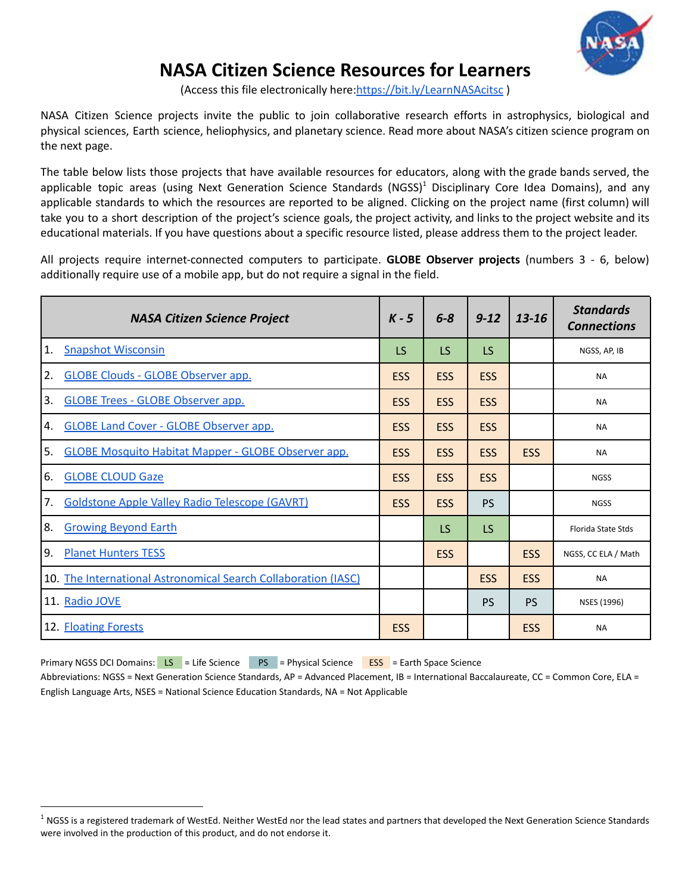# NASA Citizen Science Resources for Learners

(Access this file electronically here: https://bit.ly/LearnNASAcitsc )

NASA Citizen Science projects invite the public to join collaborative research efforts in astrophysics, biological and physical sciences, Earth science, heliophysics, and planetary science. Read more about NASA's citizen science program on the next page.

The table below lists those projects that have available resources for educators, along with the grade bands served, the applicable topic areas (using Next Generation Science Standards (NGSS)[1] Disciplinary Core Idea Domains), and any applicable standards to which the resources are reported to be aligned. Clicking on the project name (first column) will take you to a short description of the project's science goals, the project activity, and links to the project website and its educational materials. If you have questions about a specific resource listed, please address them to the project leader.

All projects require internet-connected computers to participate. **GLOBE Observer projects** (numbers 3 - 6, below) additionally require use of a mobile app, but do not require a signal in the field.

| ***NASA Citizen Science Project*** | ***K - 5*** | ***6-8*** | ***9-12*** | ***13-16*** | ***Standards Connections*** |
|---|---|---|---|---|---|
| 1. Snapshot Wisconsin | LS | LS | LS | | NGSS, AP, IB |
| 2. GLOBE Clouds - GLOBE Observer app. | ESS | ESS | ESS | | NA |
| 3. GLOBE Trees - GLOBE Observer app. | ESS | ESS | ESS | | NA |
| 4. GLOBE Land Cover - GLOBE Observer app. | ESS | ESS | ESS | | NA |
| 5. GLOBE Mosquito Habitat Mapper - GLOBE Observer app. | ESS | ESS | ESS | ESS | NA |
| 6. GLOBE CLOUD Gaze | ESS | ESS | ESS | | NGSS |
| 7. Goldstone Apple Valley Radio Telescope (GAVRT) | ESS | ESS | PS | | NGSS |
| 8. Growing Beyond Earth | | LS | LS | | Florida State Stds |
| 9. Planet Hunters TESS | | ESS | | ESS | NGSS, CC ELA / Math |
| 10. The International Astronomical Search Collaboration (IASC) | | | ESS | ESS | NA |
| 11. Radio JOVE | | | PS | PS | NSES (1996) |
| 12. Floating Forests | ESS | | | ESS | NA |

Primary NGSS DCI Domains: LS = Life Science PS = Physical Science ESS = Earth Space Science

Abbreviations: NGSS = Next Generation Science Standards, AP = Advanced Placement, IB = International Baccalaureate, CC = Common Core, ELA = English Language Arts, NSES = National Science Education Standards, NA = Not Applicable

---

[1] NGSS is a registered trademark of WestEd. Neither WestEd nor the lead states and partners that developed the Next Generation Science Standards were involved in the production of this product, and do not endorse it.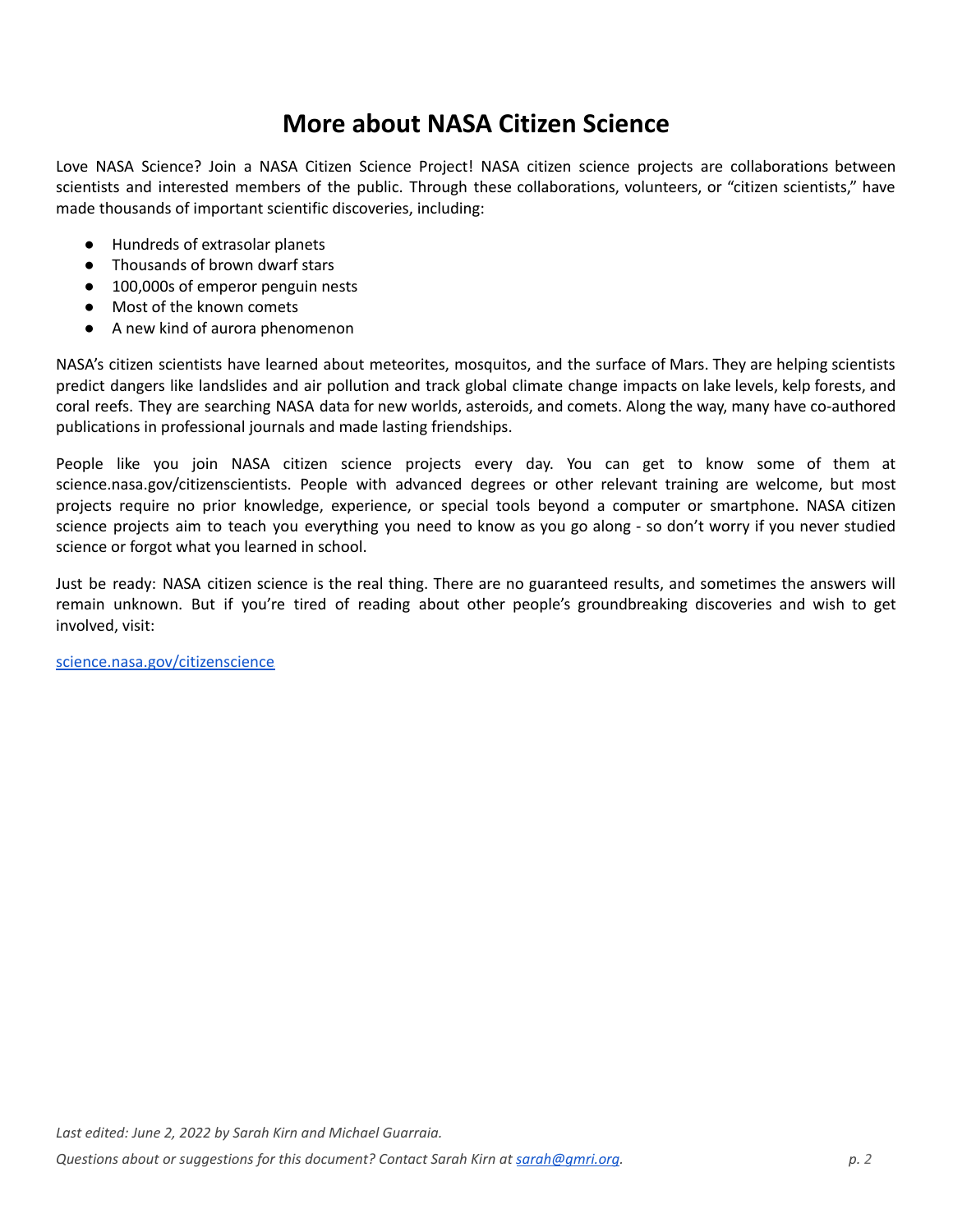# More about NASA Citizen Science

Love NASA Science? Join a NASA Citizen Science Project! NASA citizen science projects are collaborations between scientists and interested members of the public. Through these collaborations, volunteers, or "citizen scientists," have made thousands of important scientific discoveries, including:

- Hundreds of extrasolar planets
- Thousands of brown dwarf stars
- 100,000s of emperor penguin nests
- Most of the known comets
- A new kind of aurora phenomenon

NASA's citizen scientists have learned about meteorites, mosquitos, and the surface of Mars. They are helping scientists predict dangers like landslides and air pollution and track global climate change impacts on lake levels, kelp forests, and coral reefs. They are searching NASA data for new worlds, asteroids, and comets. Along the way, many have co-authored publications in professional journals and made lasting friendships.

People like you join NASA citizen science projects every day. You can get to know some of them at science.nasa.gov/citizenscientists. People with advanced degrees or other relevant training are welcome, but most projects require no prior knowledge, experience, or special tools beyond a computer or smartphone. NASA citizen science projects aim to teach you everything you need to know as you go along - so don't worry if you never studied science or forgot what you learned in school.

Just be ready: NASA citizen science is the real thing. There are no guaranteed results, and sometimes the answers will remain unknown. But if you're tired of reading about other people's groundbreaking discoveries and wish to get involved, visit:

[science.nasa.gov/citizenscience](https://science.nasa.gov/citizenscience)

*Last edited: June 2, 2022 by Sarah Kirn and Michael Guarraia.*

*Questions about or suggestions for this document? Contact Sarah Kirn at [sarah@gmri.org](mailto:sarah@gmri.org).*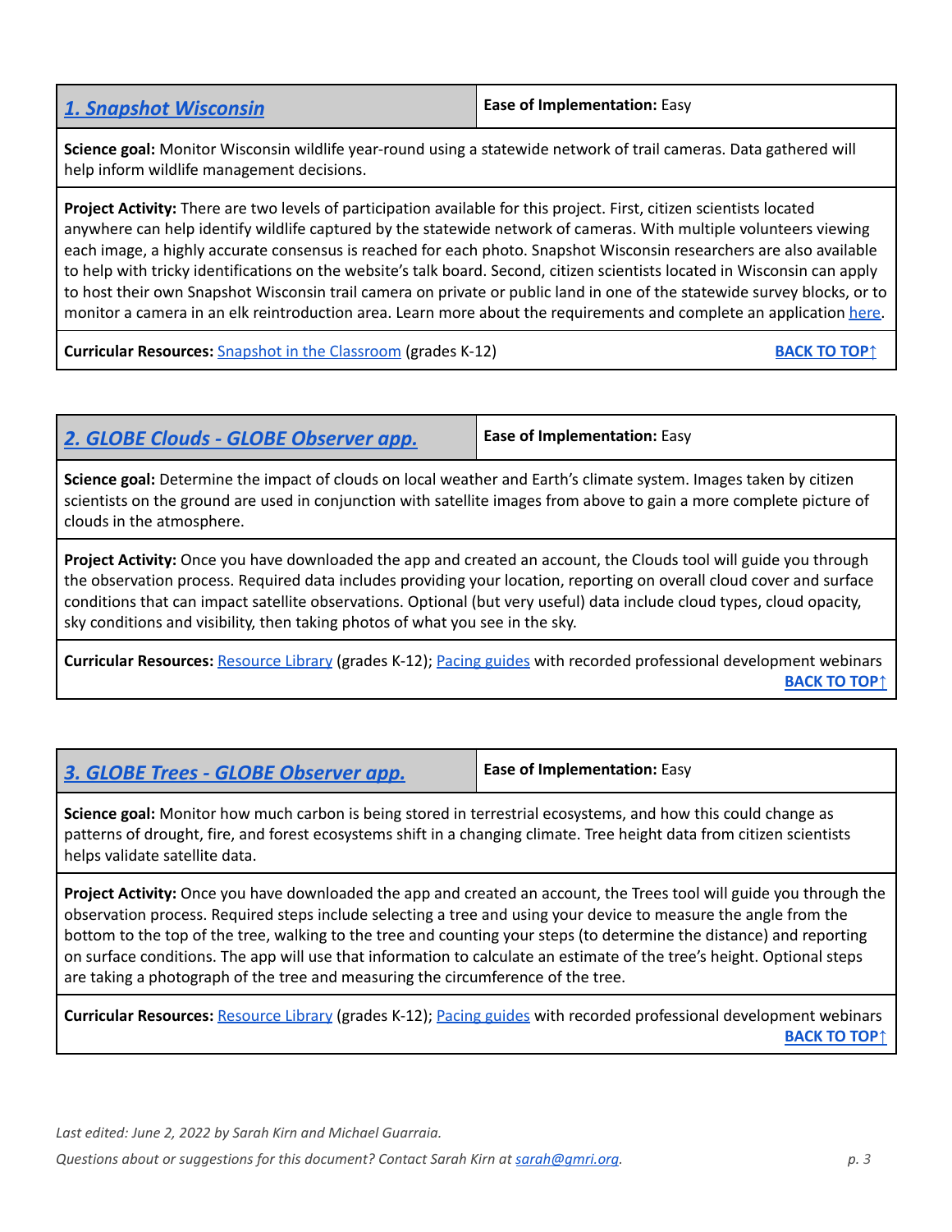## 1. Snapshot Wisconsin

**Ease of Implementation:** Easy

**Science goal:** Monitor Wisconsin wildlife year-round using a statewide network of trail cameras. Data gathered will help inform wildlife management decisions.

**Project Activity:** There are two levels of participation available for this project. First, citizen scientists located anywhere can help identify wildlife captured by the statewide network of cameras. With multiple volunteers viewing each image, a highly accurate consensus is reached for each photo. Snapshot Wisconsin researchers are also available to help with tricky identifications on the website's talk board. Second, citizen scientists located in Wisconsin can apply to host their own Snapshot Wisconsin trail camera on private or public land in one of the statewide survey blocks, or to monitor a camera in an elk reintroduction area. Learn more about the requirements and complete an application here.

**Curricular Resources:** Snapshot in the Classroom (grades K-12)

BACK TO TOP↑

## 2. GLOBE Clouds - GLOBE Observer app.

**Ease of Implementation:** Easy

**Science goal:** Determine the impact of clouds on local weather and Earth's climate system. Images taken by citizen scientists on the ground are used in conjunction with satellite images from above to gain a more complete picture of clouds in the atmosphere.

**Project Activity:** Once you have downloaded the app and created an account, the Clouds tool will guide you through the observation process. Required data includes providing your location, reporting on overall cloud cover and surface conditions that can impact satellite observations. Optional (but very useful) data include cloud types, cloud opacity, sky conditions and visibility, then taking photos of what you see in the sky.

**Curricular Resources:** Resource Library (grades K-12); Pacing guides with recorded professional development webinars

BACK TO TOP↑

## 3. GLOBE Trees - GLOBE Observer app.

**Ease of Implementation:** Easy

**Science goal:** Monitor how much carbon is being stored in terrestrial ecosystems, and how this could change as patterns of drought, fire, and forest ecosystems shift in a changing climate. Tree height data from citizen scientists helps validate satellite data.

**Project Activity:** Once you have downloaded the app and created an account, the Trees tool will guide you through the observation process. Required steps include selecting a tree and using your device to measure the angle from the bottom to the top of the tree, walking to the tree and counting your steps (to determine the distance) and reporting on surface conditions. The app will use that information to calculate an estimate of the tree's height. Optional steps are taking a photograph of the tree and measuring the circumference of the tree.

**Curricular Resources:** Resource Library (grades K-12); Pacing guides with recorded professional development webinars

BACK TO TOP↑

*Last edited: June 2, 2022 by Sarah Kirn and Michael Guarraia.*

*Questions about or suggestions for this document? Contact Sarah Kirn at sarah@gmri.org.*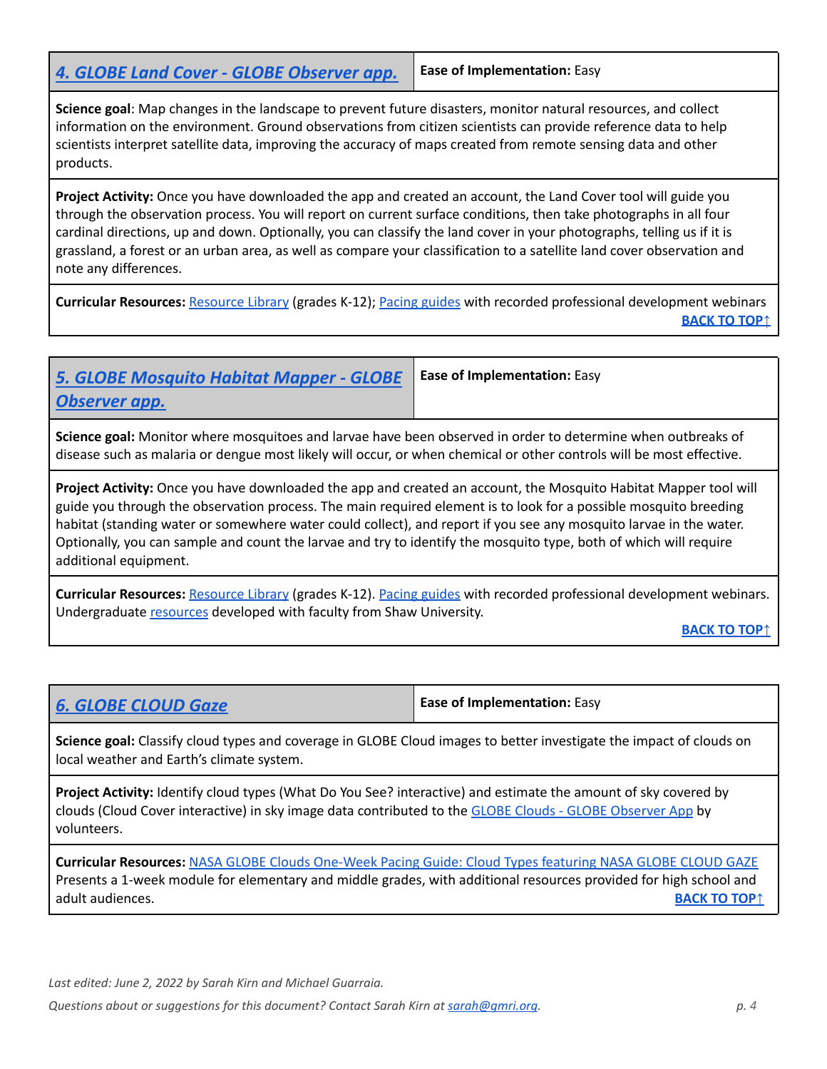### 4. GLOBE Land Cover - GLOBE Observer app.

**Ease of Implementation:** Easy

**Science goal**: Map changes in the landscape to prevent future disasters, monitor natural resources, and collect information on the environment. Ground observations from citizen scientists can provide reference data to help scientists interpret satellite data, improving the accuracy of maps created from remote sensing data and other products.

**Project Activity:** Once you have downloaded the app and created an account, the Land Cover tool will guide you through the observation process. You will report on current surface conditions, then take photographs in all four cardinal directions, up and down. Optionally, you can classify the land cover in your photographs, telling us if it is grassland, a forest or an urban area, as well as compare your classification to a satellite land cover observation and note any differences.

**Curricular Resources:** Resource Library (grades K-12); Pacing guides with recorded professional development webinars

**BACK TO TOP↑**

### 5. GLOBE Mosquito Habitat Mapper - GLOBE Observer app.

**Ease of Implementation:** Easy

**Science goal:** Monitor where mosquitoes and larvae have been observed in order to determine when outbreaks of disease such as malaria or dengue most likely will occur, or when chemical or other controls will be most effective.

**Project Activity:** Once you have downloaded the app and created an account, the Mosquito Habitat Mapper tool will guide you through the observation process. The main required element is to look for a possible mosquito breeding habitat (standing water or somewhere water could collect), and report if you see any mosquito larvae in the water. Optionally, you can sample and count the larvae and try to identify the mosquito type, both of which will require additional equipment.

**Curricular Resources:** Resource Library (grades K-12). Pacing guides with recorded professional development webinars. Undergraduate resources developed with faculty from Shaw University.

**BACK TO TOP↑**

### 6. GLOBE CLOUD Gaze

**Ease of Implementation:** Easy

**Science goal:** Classify cloud types and coverage in GLOBE Cloud images to better investigate the impact of clouds on local weather and Earth's climate system.

**Project Activity:** Identify cloud types (What Do You See? interactive) and estimate the amount of sky covered by clouds (Cloud Cover interactive) in sky image data contributed to the GLOBE Clouds - GLOBE Observer App by volunteers.

**Curricular Resources:** NASA GLOBE Clouds One-Week Pacing Guide: Cloud Types featuring NASA GLOBE CLOUD GAZE Presents a 1-week module for elementary and middle grades, with additional resources provided for high school and adult audiences.

**BACK TO TOP↑**

*Last edited: June 2, 2022 by Sarah Kirn and Michael Guarraia.*

*Questions about or suggestions for this document? Contact Sarah Kirn at sarah@gmri.org.*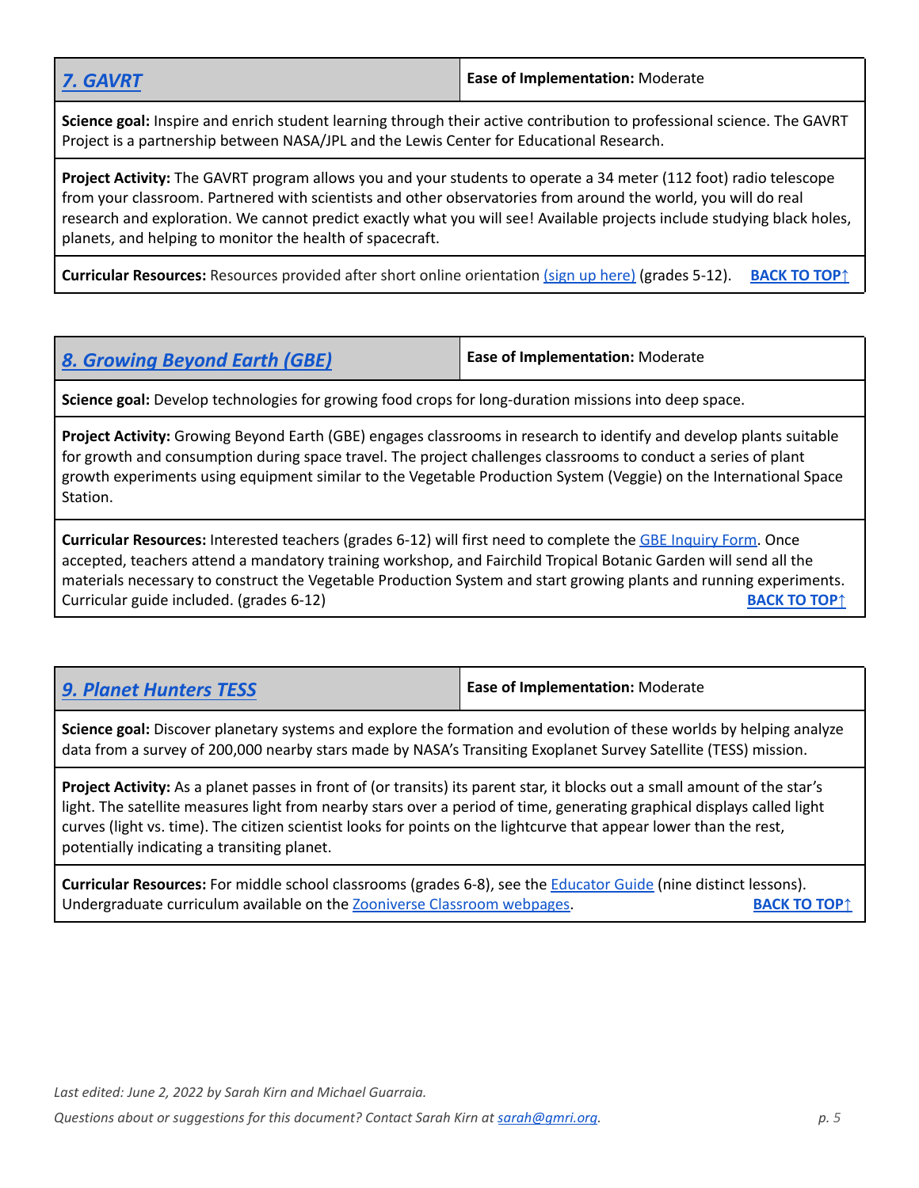## 7. GAVRT

**Ease of Implementation:** Moderate

**Science goal:** Inspire and enrich student learning through their active contribution to professional science. The GAVRT Project is a partnership between NASA/JPL and the Lewis Center for Educational Research.

**Project Activity:** The GAVRT program allows you and your students to operate a 34 meter (112 foot) radio telescope from your classroom. Partnered with scientists and other observatories from around the world, you will do real research and exploration. We cannot predict exactly what you will see! Available projects include studying black holes, planets, and helping to monitor the health of spacecraft.

**Curricular Resources:** Resources provided after short online orientation (sign up here) (grades 5-12). **BACK TO TOP↑**

## 8. Growing Beyond Earth (GBE)

**Ease of Implementation:** Moderate

**Science goal:** Develop technologies for growing food crops for long-duration missions into deep space.

**Project Activity:** Growing Beyond Earth (GBE) engages classrooms in research to identify and develop plants suitable for growth and consumption during space travel. The project challenges classrooms to conduct a series of plant growth experiments using equipment similar to the Vegetable Production System (Veggie) on the International Space Station.

**Curricular Resources:** Interested teachers (grades 6-12) will first need to complete the GBE Inquiry Form. Once accepted, teachers attend a mandatory training workshop, and Fairchild Tropical Botanic Garden will send all the materials necessary to construct the Vegetable Production System and start growing plants and running experiments. Curricular guide included. (grades 6-12) **BACK TO TOP↑**

## 9. Planet Hunters TESS

**Ease of Implementation:** Moderate

**Science goal:** Discover planetary systems and explore the formation and evolution of these worlds by helping analyze data from a survey of 200,000 nearby stars made by NASA's Transiting Exoplanet Survey Satellite (TESS) mission.

**Project Activity:** As a planet passes in front of (or transits) its parent star, it blocks out a small amount of the star's light. The satellite measures light from nearby stars over a period of time, generating graphical displays called light curves (light vs. time). The citizen scientist looks for points on the lightcurve that appear lower than the rest, potentially indicating a transiting planet.

**Curricular Resources:** For middle school classrooms (grades 6-8), see the Educator Guide (nine distinct lessons). Undergraduate curriculum available on the Zooniverse Classroom webpages. **BACK TO TOP↑**

*Last edited: June 2, 2022 by Sarah Kirn and Michael Guarraia.*

*Questions about or suggestions for this document? Contact Sarah Kirn at sarah@gmri.org.*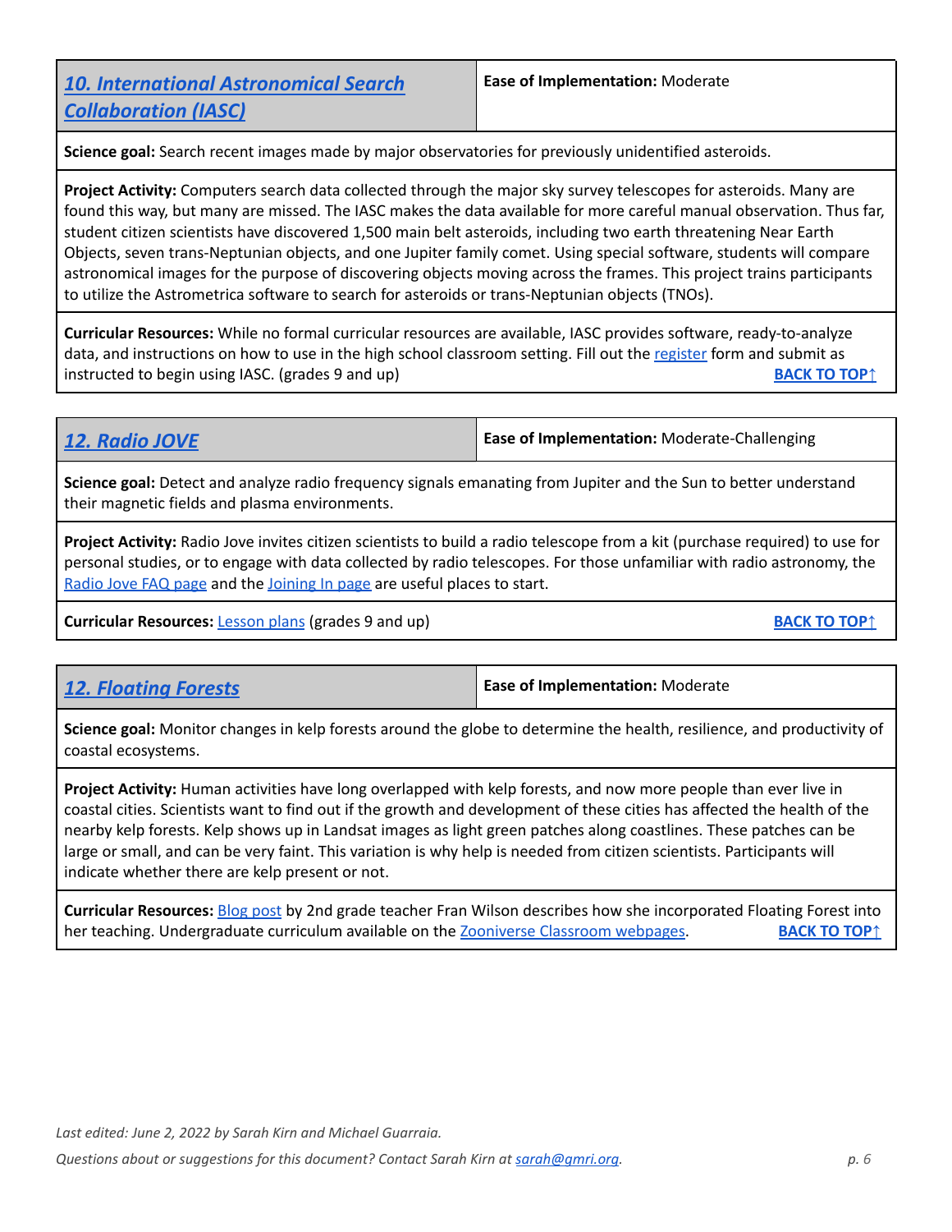## [10. International Astronomical Search Collaboration (IASC)]

**Ease of Implementation:** Moderate

**Science goal:** Search recent images made by major observatories for previously unidentified asteroids.

**Project Activity:** Computers search data collected through the major sky survey telescopes for asteroids. Many are found this way, but many are missed. The IASC makes the data available for more careful manual observation. Thus far, student citizen scientists have discovered 1,500 main belt asteroids, including two earth threatening Near Earth Objects, seven trans-Neptunian objects, and one Jupiter family comet. Using special software, students will compare astronomical images for the purpose of discovering objects moving across the frames. This project trains participants to utilize the Astrometrica software to search for asteroids or trans-Neptunian objects (TNOs).

**Curricular Resources:** While no formal curricular resources are available, IASC provides software, ready-to-analyze data, and instructions on how to use in the high school classroom setting. Fill out the register form and submit as instructed to begin using IASC. (grades 9 and up)

**BACK TO TOP↑**

## [12. Radio JOVE]

**Ease of Implementation:** Moderate-Challenging

**Science goal:** Detect and analyze radio frequency signals emanating from Jupiter and the Sun to better understand their magnetic fields and plasma environments.

**Project Activity:** Radio Jove invites citizen scientists to build a radio telescope from a kit (purchase required) to use for personal studies, or to engage with data collected by radio telescopes. For those unfamiliar with radio astronomy, the Radio Jove FAQ page and the Joining In page are useful places to start.

**Curricular Resources:** Lesson plans (grades 9 and up)

**BACK TO TOP↑**

## [12. Floating Forests]

**Ease of Implementation:** Moderate

**Science goal:** Monitor changes in kelp forests around the globe to determine the health, resilience, and productivity of coastal ecosystems.

**Project Activity:** Human activities have long overlapped with kelp forests, and now more people than ever live in coastal cities. Scientists want to find out if the growth and development of these cities has affected the health of the nearby kelp forests. Kelp shows up in Landsat images as light green patches along coastlines. These patches can be large or small, and can be very faint. This variation is why help is needed from citizen scientists. Participants will indicate whether there are kelp present or not.

**Curricular Resources:** Blog post by 2nd grade teacher Fran Wilson describes how she incorporated Floating Forest into her teaching. Undergraduate curriculum available on the Zooniverse Classroom webpages.

**BACK TO TOP↑**

*Last edited: June 2, 2022 by Sarah Kirn and Michael Guarraia.*

*Questions about or suggestions for this document? Contact Sarah Kirn at sarah@gmri.org.*